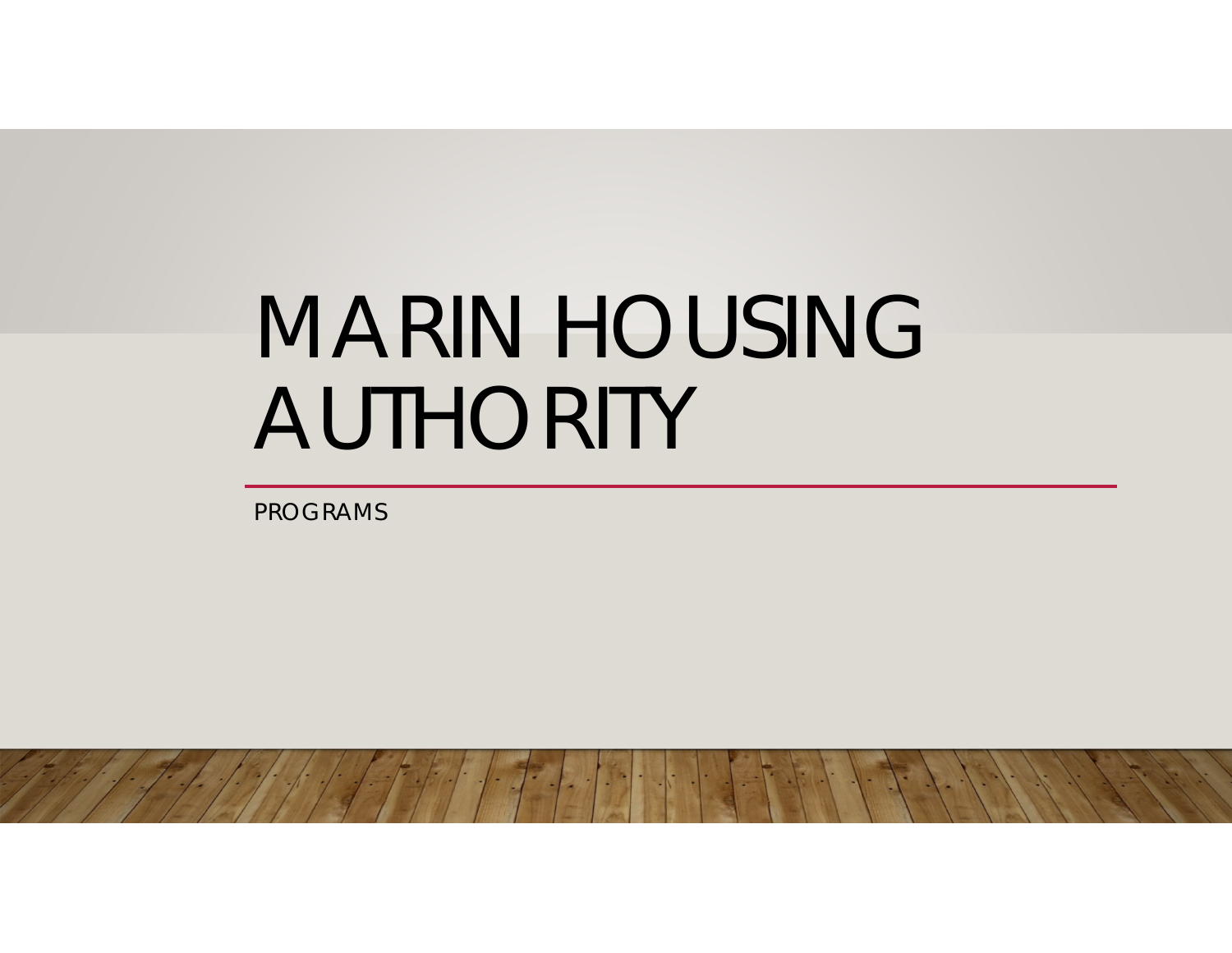# MARIN HOUSING AUTHORITY

PROGRAMS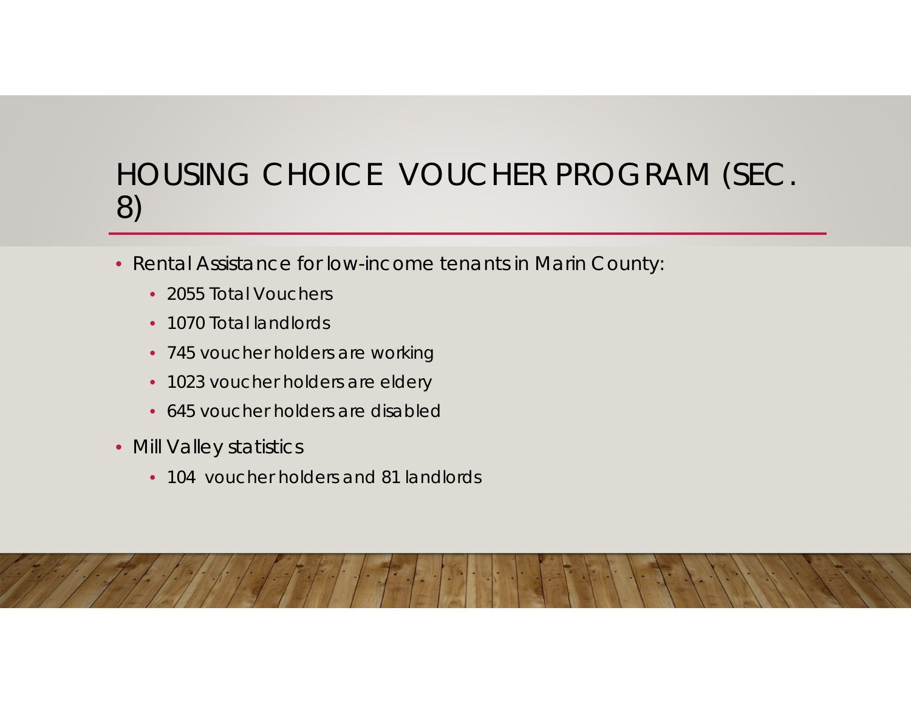# HOUSING CHOICE VOUCHER PROGRAM (SEC. 8)

- Rental Assistance for low-income tenants in Marin County:
  - 2055 Total Vouchers
  - 1070 Total landlords
  - 745 voucher holders are working
  - 1023 voucher holders are eldery
  - 645 voucher holders are disabled
- Mill Valley statistics
  - 104 voucher holders and 81 landlords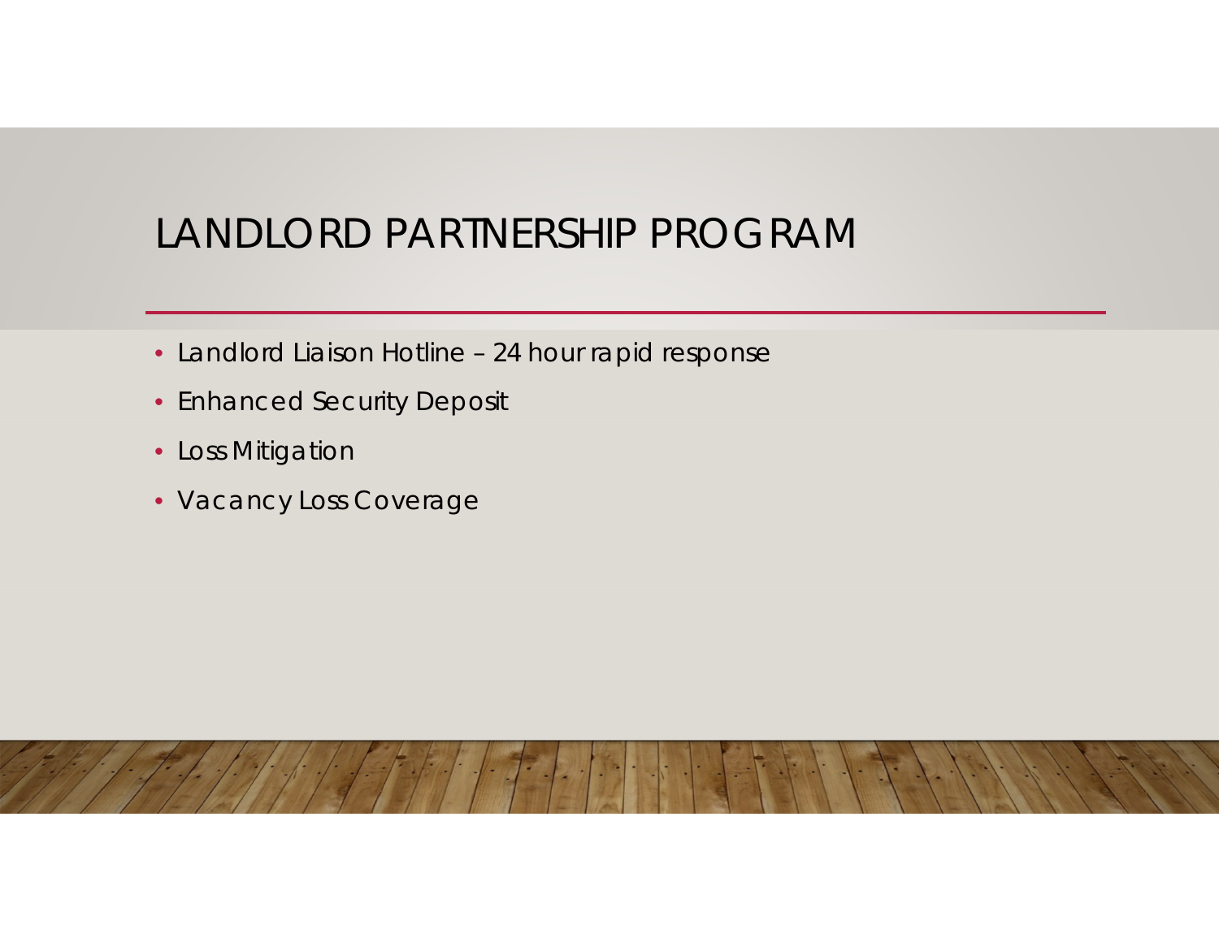# LANDLORD PARTNERSHIP PROGRAM

- Landlord Liaison Hotline – 24 hour rapid response
- Enhanced Security Deposit
- Loss Mitigation
- Vacancy Loss Coverage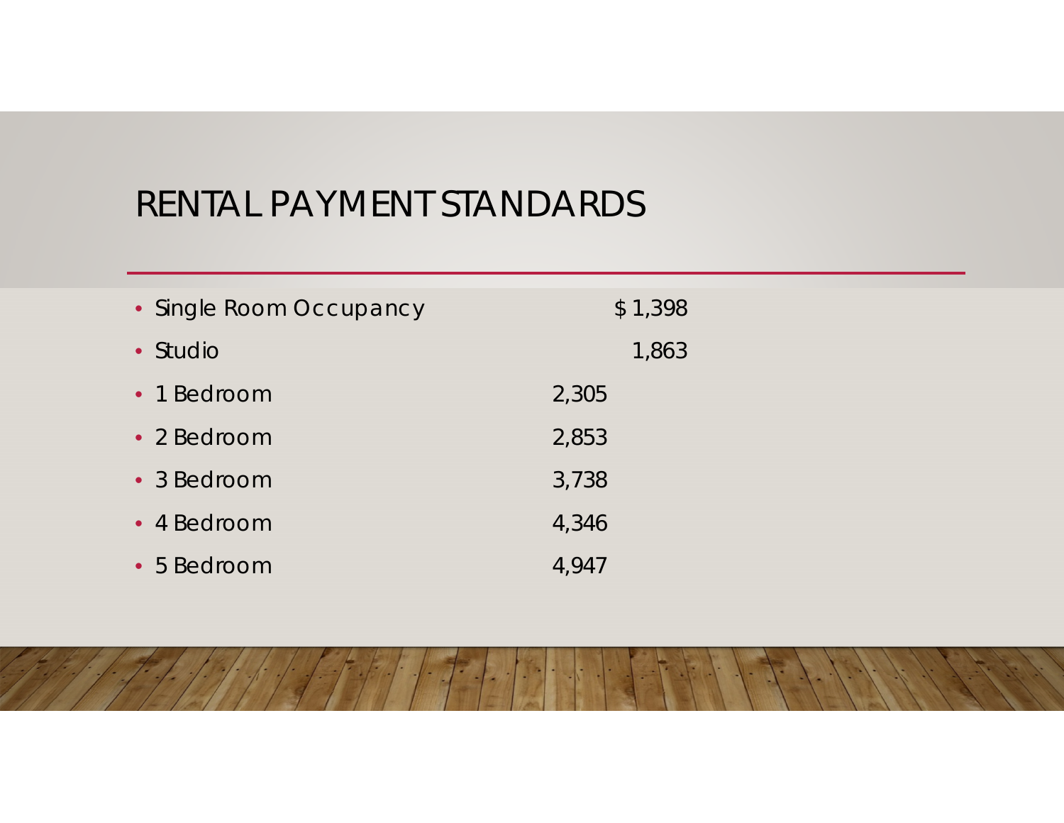# RENTAL PAYMENT STANDARDS

| | |
|---|---|
| Single Room Occupancy | $ 1,398 |
| Studio | 1,863 |
| 1 Bedroom | 2,305 |
| 2 Bedroom | 2,853 |
| 3 Bedroom | 3,738 |
| 4 Bedroom | 4,346 |
| 5 Bedroom | 4,947 |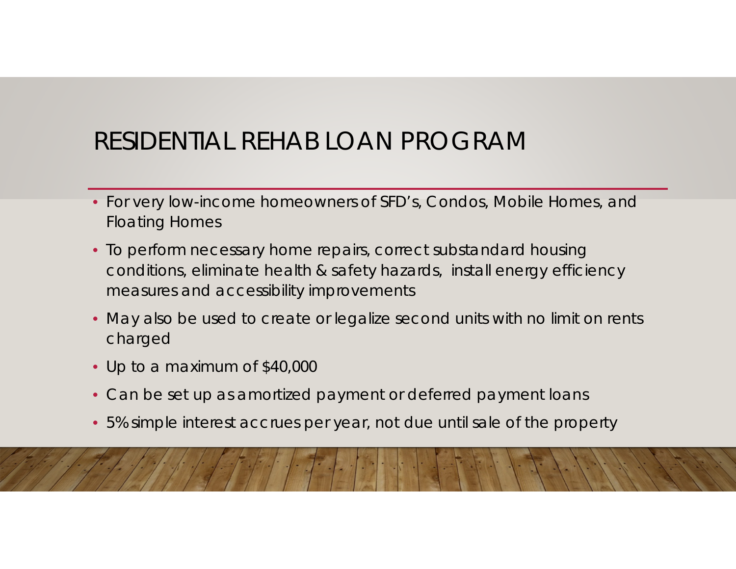# RESIDENTIAL REHAB LOAN PROGRAM

- For very low-income homeowners of SFD's, Condos, Mobile Homes, and Floating Homes
- To perform necessary home repairs, correct substandard housing conditions, eliminate health & safety hazards, install energy efficiency measures and accessibility improvements
- May also be used to create or legalize second units with no limit on rents charged
- Up to a maximum of $40,000
- Can be set up as amortized payment or deferred payment loans
- 5% simple interest accrues per year, not due until sale of the property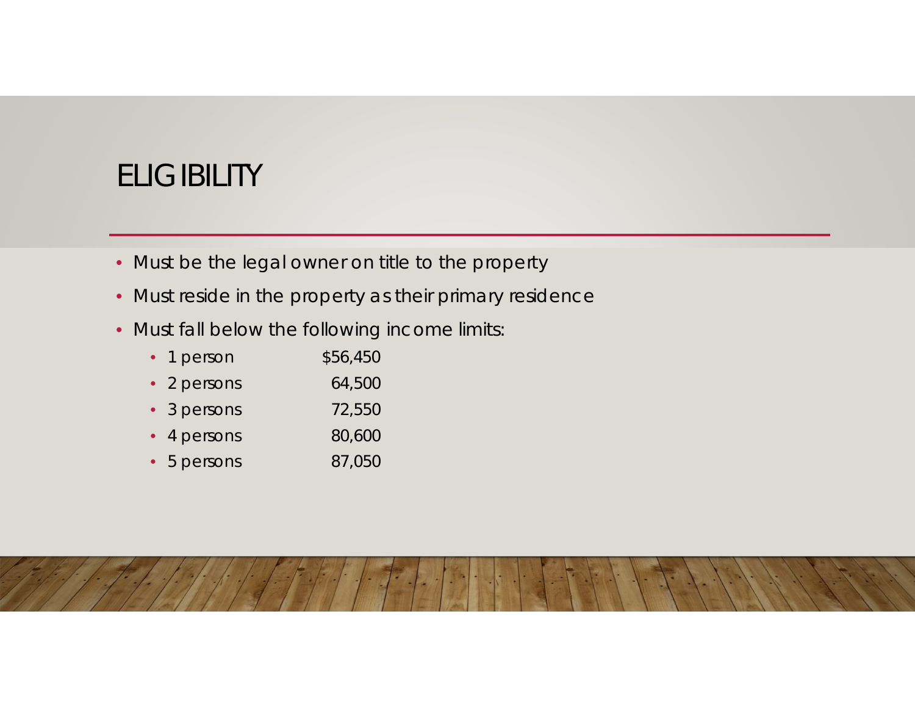# ELIGIBILITY

- Must be the legal owner on title to the property
- Must reside in the property as their primary residence
- Must fall below the following income limits:
  - 1 person $56,450
  - 2 persons 64,500
  - 3 persons 72,550
  - 4 persons 80,600
  - 5 persons 87,050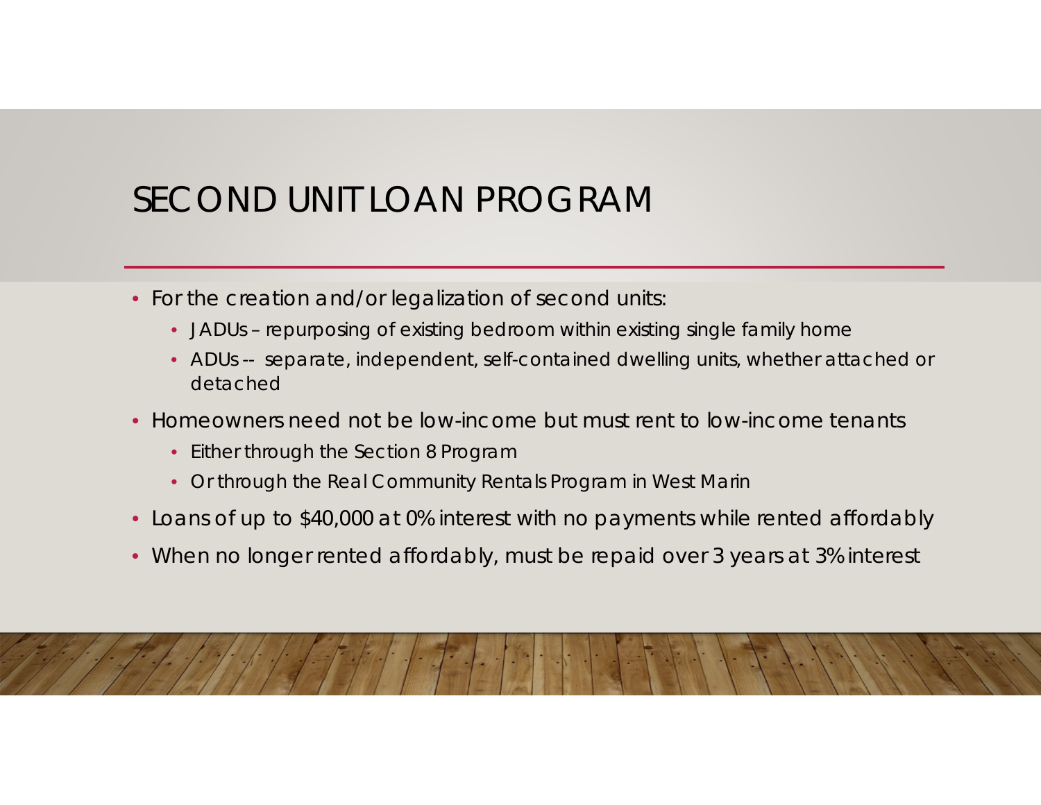# SECOND UNIT LOAN PROGRAM

- For the creation and/or legalization of second units:
  - JADUs – repurposing of existing bedroom within existing single family home
  - ADUs -- separate, independent, self-contained dwelling units, whether attached or detached
- Homeowners need not be low-income but must rent to low-income tenants
  - Either through the Section 8 Program
  - Or through the Real Community Rentals Program in West Marin
- Loans of up to $40,000 at 0% interest with no payments while rented affordably
- When no longer rented affordably, must be repaid over 3 years at 3% interest